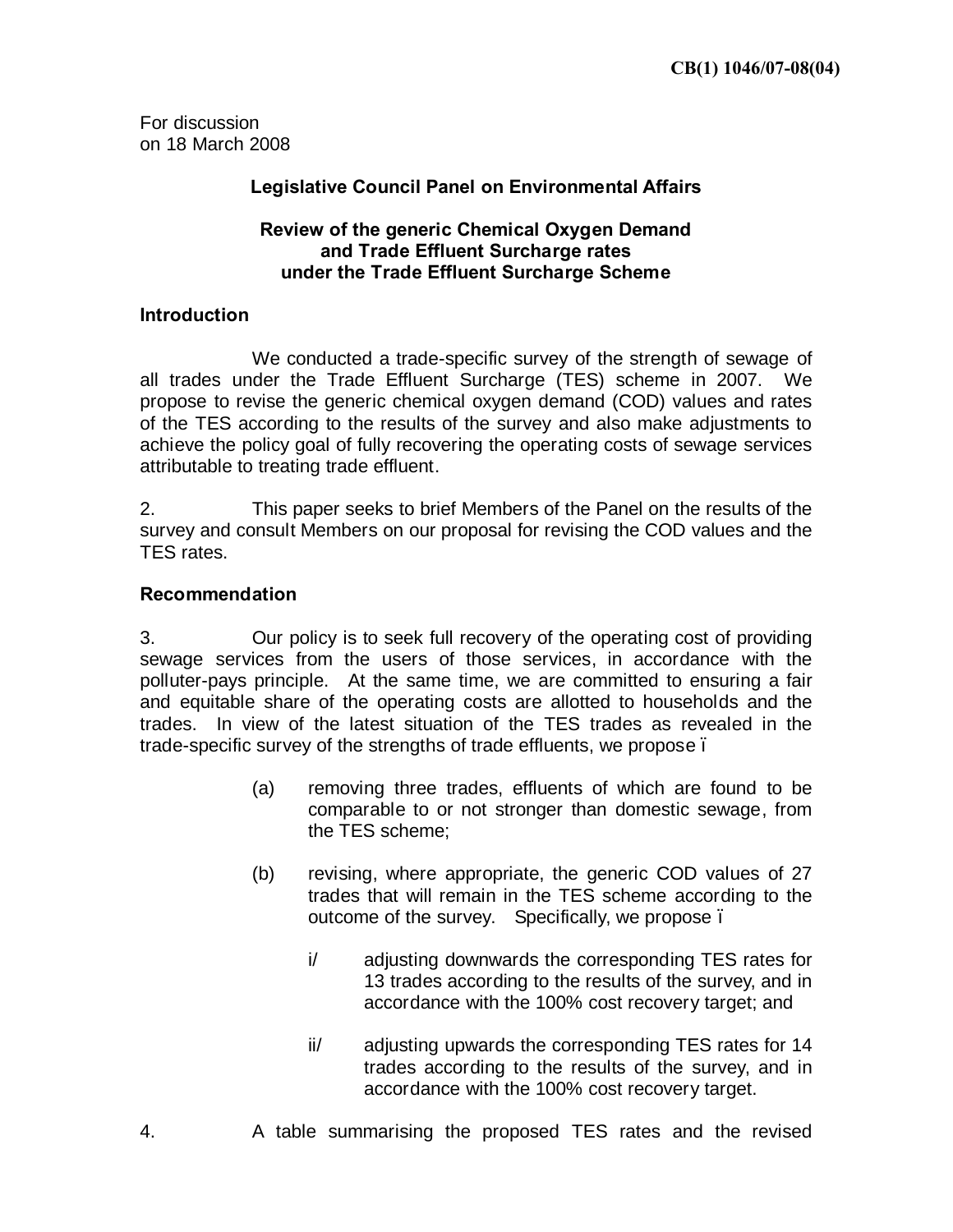**CB(1) 1046/07-08(04)**

For discussion
on 18 March 2008

**Legislative Council Panel on Environmental Affairs**

**Review of the generic Chemical Oxygen Demand and Trade Effluent Surcharge rates under the Trade Effluent Surcharge Scheme**

**Introduction**

We conducted a trade-specific survey of the strength of sewage of all trades under the Trade Effluent Surcharge (TES) scheme in 2007. We propose to revise the generic chemical oxygen demand (COD) values and rates of the TES according to the results of the survey and also make adjustments to achieve the policy goal of fully recovering the operating costs of sewage services attributable to treating trade effluent.

2. This paper seeks to brief Members of the Panel on the results of the survey and consult Members on our proposal for revising the COD values and the TES rates.

**Recommendation**

3. Our policy is to seek full recovery of the operating cost of providing sewage services from the users of those services, in accordance with the polluter-pays principle. At the same time, we are committed to ensuring a fair and equitable share of the operating costs are allotted to households and the trades. In view of the latest situation of the TES trades as revealed in the trade-specific survey of the strengths of trade effluents, we propose –

(a) removing three trades, effluents of which are found to be comparable to or not stronger than domestic sewage, from the TES scheme;

(b) revising, where appropriate, the generic COD values of 27 trades that will remain in the TES scheme according to the outcome of the survey. Specifically, we propose –

i/ adjusting downwards the corresponding TES rates for 13 trades according to the results of the survey, and in accordance with the 100% cost recovery target; and

ii/ adjusting upwards the corresponding TES rates for 14 trades according to the results of the survey, and in accordance with the 100% cost recovery target.

4. A table summarising the proposed TES rates and the revised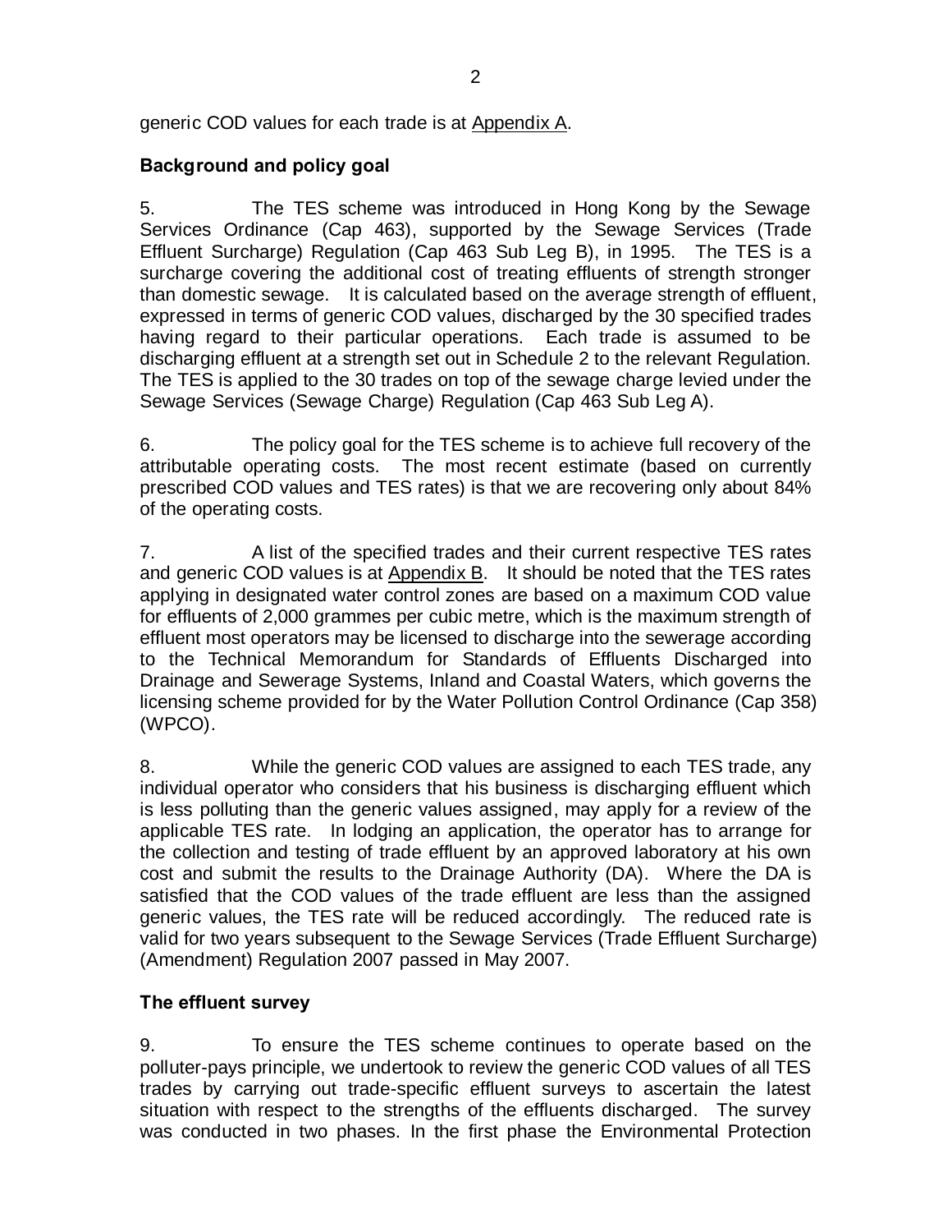generic COD values for each trade is at Appendix A.

**Background and policy goal**

5. The TES scheme was introduced in Hong Kong by the Sewage Services Ordinance (Cap 463), supported by the Sewage Services (Trade Effluent Surcharge) Regulation (Cap 463 Sub Leg B), in 1995. The TES is a surcharge covering the additional cost of treating effluents of strength stronger than domestic sewage. It is calculated based on the average strength of effluent, expressed in terms of generic COD values, discharged by the 30 specified trades having regard to their particular operations. Each trade is assumed to be discharging effluent at a strength set out in Schedule 2 to the relevant Regulation. The TES is applied to the 30 trades on top of the sewage charge levied under the Sewage Services (Sewage Charge) Regulation (Cap 463 Sub Leg A).

6. The policy goal for the TES scheme is to achieve full recovery of the attributable operating costs. The most recent estimate (based on currently prescribed COD values and TES rates) is that we are recovering only about 84% of the operating costs.

7. A list of the specified trades and their current respective TES rates and generic COD values is at Appendix B. It should be noted that the TES rates applying in designated water control zones are based on a maximum COD value for effluents of 2,000 grammes per cubic metre, which is the maximum strength of effluent most operators may be licensed to discharge into the sewerage according to the Technical Memorandum for Standards of Effluents Discharged into Drainage and Sewerage Systems, Inland and Coastal Waters, which governs the licensing scheme provided for by the Water Pollution Control Ordinance (Cap 358) (WPCO).

8. While the generic COD values are assigned to each TES trade, any individual operator who considers that his business is discharging effluent which is less polluting than the generic values assigned, may apply for a review of the applicable TES rate. In lodging an application, the operator has to arrange for the collection and testing of trade effluent by an approved laboratory at his own cost and submit the results to the Drainage Authority (DA). Where the DA is satisfied that the COD values of the trade effluent are less than the assigned generic values, the TES rate will be reduced accordingly. The reduced rate is valid for two years subsequent to the Sewage Services (Trade Effluent Surcharge) (Amendment) Regulation 2007 passed in May 2007.

**The effluent survey**

9. To ensure the TES scheme continues to operate based on the polluter-pays principle, we undertook to review the generic COD values of all TES trades by carrying out trade-specific effluent surveys to ascertain the latest situation with respect to the strengths of the effluents discharged. The survey was conducted in two phases. In the first phase the Environmental Protection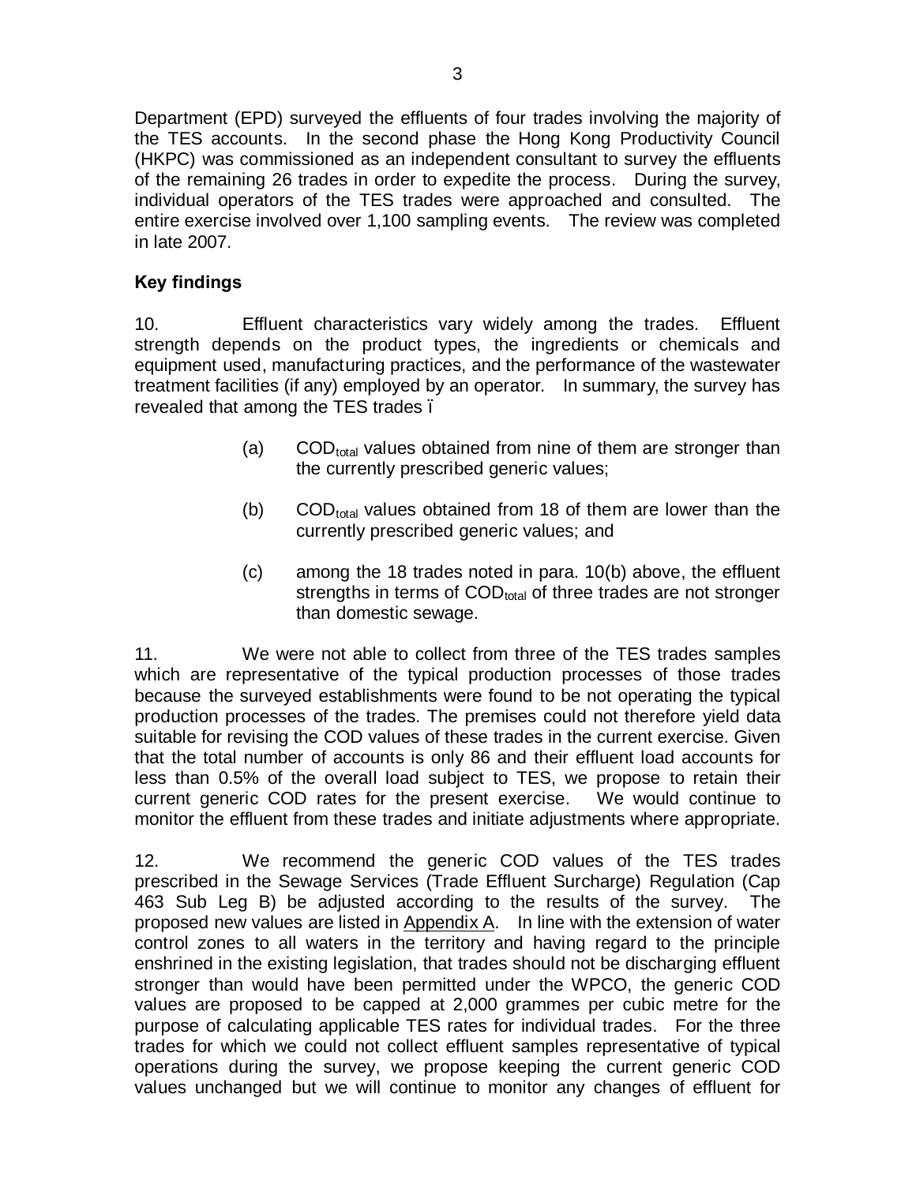Department (EPD) surveyed the effluents of four trades involving the majority of the TES accounts. In the second phase the Hong Kong Productivity Council (HKPC) was commissioned as an independent consultant to survey the effluents of the remaining 26 trades in order to expedite the process. During the survey, individual operators of the TES trades were approached and consulted. The entire exercise involved over 1,100 sampling events. The review was completed in late 2007.

**Key findings**

10. Effluent characteristics vary widely among the trades. Effluent strength depends on the product types, the ingredients or chemicals and equipment used, manufacturing practices, and the performance of the wastewater treatment facilities (if any) employed by an operator. In summary, the survey has revealed that among the TES trades –

(a) $COD_{total}$ values obtained from nine of them are stronger than the currently prescribed generic values;

(b) $COD_{total}$ values obtained from 18 of them are lower than the currently prescribed generic values; and

(c) among the 18 trades noted in para. 10(b) above, the effluent strengths in terms of $COD_{total}$ of three trades are not stronger than domestic sewage.

11. We were not able to collect from three of the TES trades samples which are representative of the typical production processes of those trades because the surveyed establishments were found to be not operating the typical production processes of the trades. The premises could not therefore yield data suitable for revising the COD values of these trades in the current exercise. Given that the total number of accounts is only 86 and their effluent load accounts for less than 0.5% of the overall load subject to TES, we propose to retain their current generic COD rates for the present exercise. We would continue to monitor the effluent from these trades and initiate adjustments where appropriate.

12. We recommend the generic COD values of the TES trades prescribed in the Sewage Services (Trade Effluent Surcharge) Regulation (Cap 463 Sub Leg B) be adjusted according to the results of the survey. The proposed new values are listed in Appendix A. In line with the extension of water control zones to all waters in the territory and having regard to the principle enshrined in the existing legislation, that trades should not be discharging effluent stronger than would have been permitted under the WPCO, the generic COD values are proposed to be capped at 2,000 grammes per cubic metre for the purpose of calculating applicable TES rates for individual trades. For the three trades for which we could not collect effluent samples representative of typical operations during the survey, we propose keeping the current generic COD values unchanged but we will continue to monitor any changes of effluent for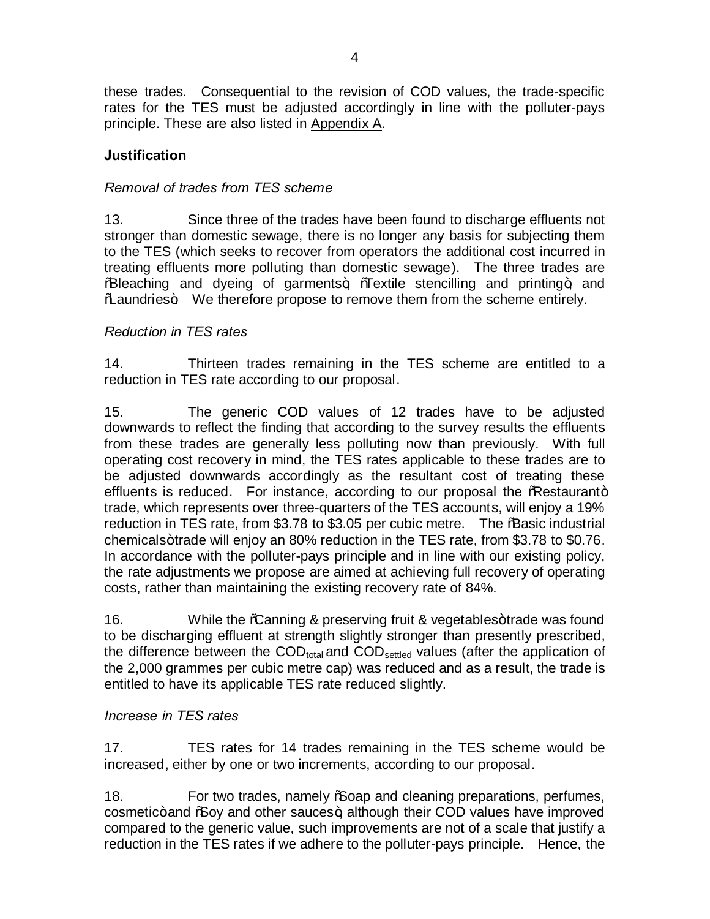these trades. Consequential to the revision of COD values, the trade-specific rates for the TES must be adjusted accordingly in line with the polluter-pays principle. These are also listed in Appendix A.

**Justification**

*Removal of trades from TES scheme*

13. Since three of the trades have been found to discharge effluents not stronger than domestic sewage, there is no longer any basis for subjecting them to the TES (which seeks to recover from operators the additional cost incurred in treating effluents more polluting than domestic sewage). The three trades are "Bleaching and dyeing of garments", "Textile stencilling and printing", and "Laundries". We therefore propose to remove them from the scheme entirely.

*Reduction in TES rates*

14. Thirteen trades remaining in the TES scheme are entitled to a reduction in TES rate according to our proposal.

15. The generic COD values of 12 trades have to be adjusted downwards to reflect the finding that according to the survey results the effluents from these trades are generally less polluting now than previously. With full operating cost recovery in mind, the TES rates applicable to these trades are to be adjusted downwards accordingly as the resultant cost of treating these effluents is reduced. For instance, according to our proposal the "Restaurant" trade, which represents over three-quarters of the TES accounts, will enjoy a 19% reduction in TES rate, from \$3.78 to \$3.05 per cubic metre. The "Basic industrial chemicals" trade will enjoy an 80% reduction in the TES rate, from \$3.78 to \$0.76. In accordance with the polluter-pays principle and in line with our existing policy, the rate adjustments we propose are aimed at achieving full recovery of operating costs, rather than maintaining the existing recovery rate of 84%.

16. While the "Canning & preserving fruit & vegetables" trade was found to be discharging effluent at strength slightly stronger than presently prescribed, the difference between the $COD_{total}$ and $COD_{settled}$ values (after the application of the 2,000 grammes per cubic metre cap) was reduced and as a result, the trade is entitled to have its applicable TES rate reduced slightly.

*Increase in TES rates*

17. TES rates for 14 trades remaining in the TES scheme would be increased, either by one or two increments, according to our proposal.

18. For two trades, namely "Soap and cleaning preparations, perfumes, cosmetic" and "Soy and other sauces", although their COD values have improved compared to the generic value, such improvements are not of a scale that justify a reduction in the TES rates if we adhere to the polluter-pays principle. Hence, the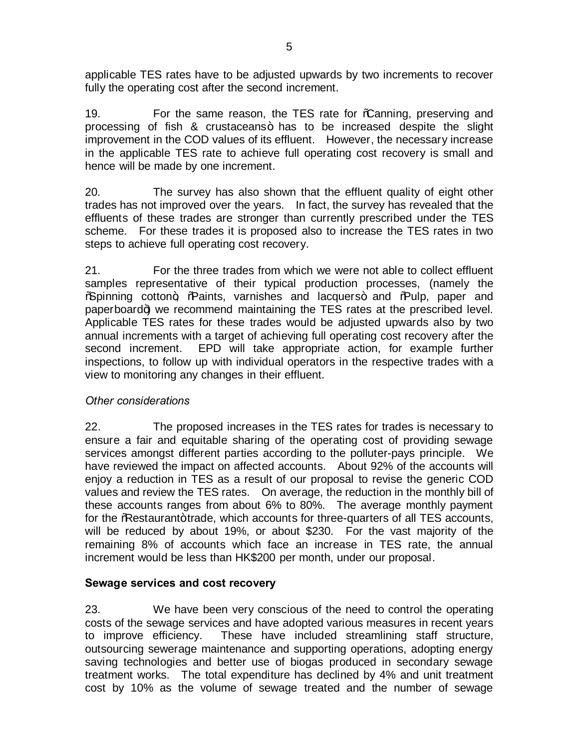applicable TES rates have to be adjusted upwards by two increments to recover fully the operating cost after the second increment.

19. For the same reason, the TES rate for "Canning, preserving and processing of fish & crustaceans" has to be increased despite the slight improvement in the COD values of its effluent. However, the necessary increase in the applicable TES rate to achieve full operating cost recovery is small and hence will be made by one increment.

20. The survey has also shown that the effluent quality of eight other trades has not improved over the years. In fact, the survey has revealed that the effluents of these trades are stronger than currently prescribed under the TES scheme. For these trades it is proposed also to increase the TES rates in two steps to achieve full operating cost recovery.

21. For the three trades from which we were not able to collect effluent samples representative of their typical production processes, (namely the "Spinning cotton", "Paints, varnishes and lacquers" and "Pulp, paper and paperboard") we recommend maintaining the TES rates at the prescribed level. Applicable TES rates for these trades would be adjusted upwards also by two annual increments with a target of achieving full operating cost recovery after the second increment. EPD will take appropriate action, for example further inspections, to follow up with individual operators in the respective trades with a view to monitoring any changes in their effluent.

*Other considerations*

22. The proposed increases in the TES rates for trades is necessary to ensure a fair and equitable sharing of the operating cost of providing sewage services amongst different parties according to the polluter-pays principle. We have reviewed the impact on affected accounts. About 92% of the accounts will enjoy a reduction in TES as a result of our proposal to revise the generic COD values and review the TES rates. On average, the reduction in the monthly bill of these accounts ranges from about 6% to 80%. The average monthly payment for the "Restaurant" trade, which accounts for three-quarters of all TES accounts, will be reduced by about 19%, or about $230. For the vast majority of the remaining 8% of accounts which face an increase in TES rate, the annual increment would be less than HK$200 per month, under our proposal.

**Sewage services and cost recovery**

23. We have been very conscious of the need to control the operating costs of the sewage services and have adopted various measures in recent years to improve efficiency. These have included streamlining staff structure, outsourcing sewerage maintenance and supporting operations, adopting energy saving technologies and better use of biogas produced in secondary sewage treatment works. The total expenditure has declined by 4% and unit treatment cost by 10% as the volume of sewage treated and the number of sewage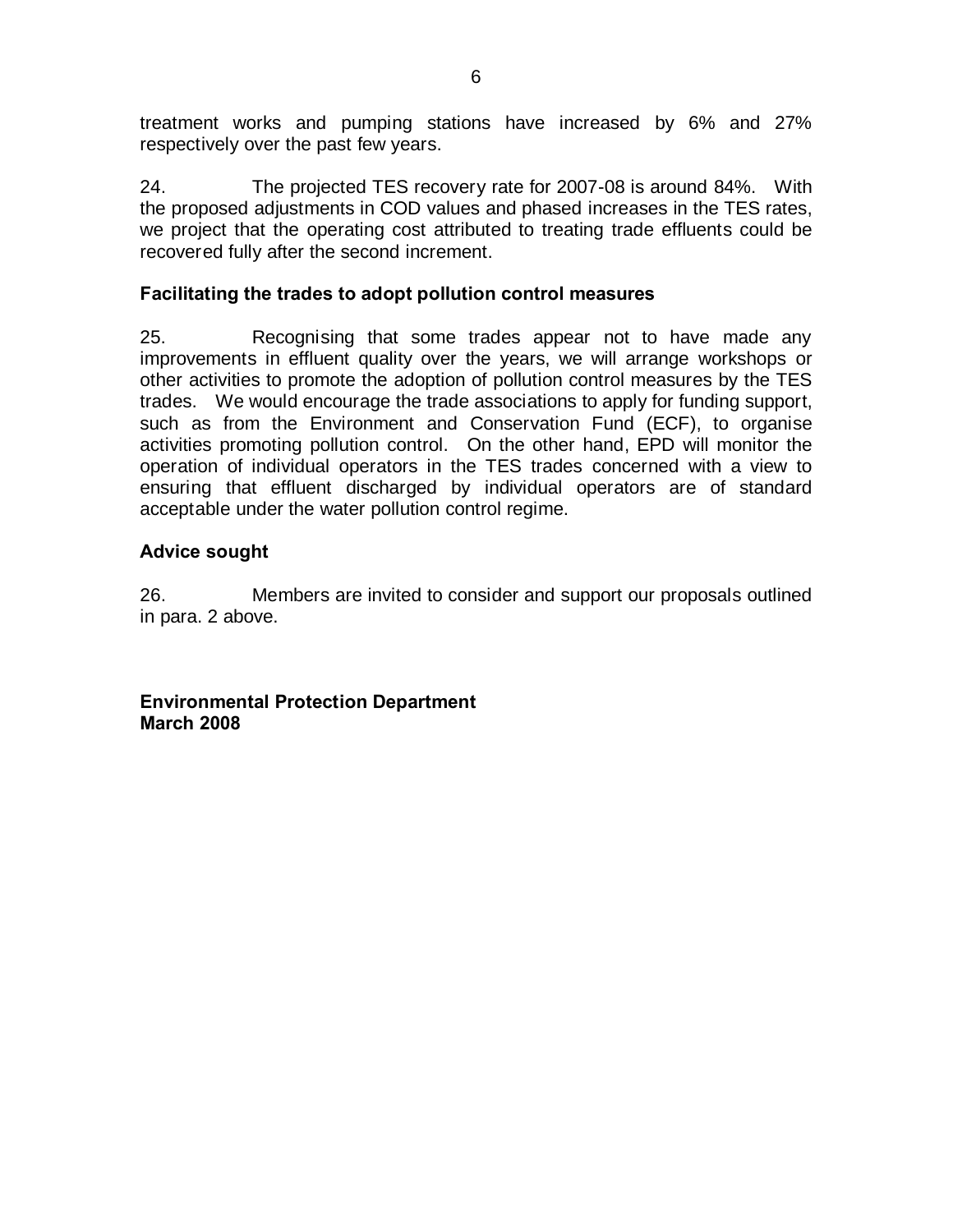treatment works and pumping stations have increased by 6% and 27% respectively over the past few years.

24. The projected TES recovery rate for 2007-08 is around 84%. With the proposed adjustments in COD values and phased increases in the TES rates, we project that the operating cost attributed to treating trade effluents could be recovered fully after the second increment.

**Facilitating the trades to adopt pollution control measures**

25. Recognising that some trades appear not to have made any improvements in effluent quality over the years, we will arrange workshops or other activities to promote the adoption of pollution control measures by the TES trades. We would encourage the trade associations to apply for funding support, such as from the Environment and Conservation Fund (ECF), to organise activities promoting pollution control. On the other hand, EPD will monitor the operation of individual operators in the TES trades concerned with a view to ensuring that effluent discharged by individual operators are of standard acceptable under the water pollution control regime.

**Advice sought**

26. Members are invited to consider and support our proposals outlined in para. 2 above.

**Environmental Protection Department**
**March 2008**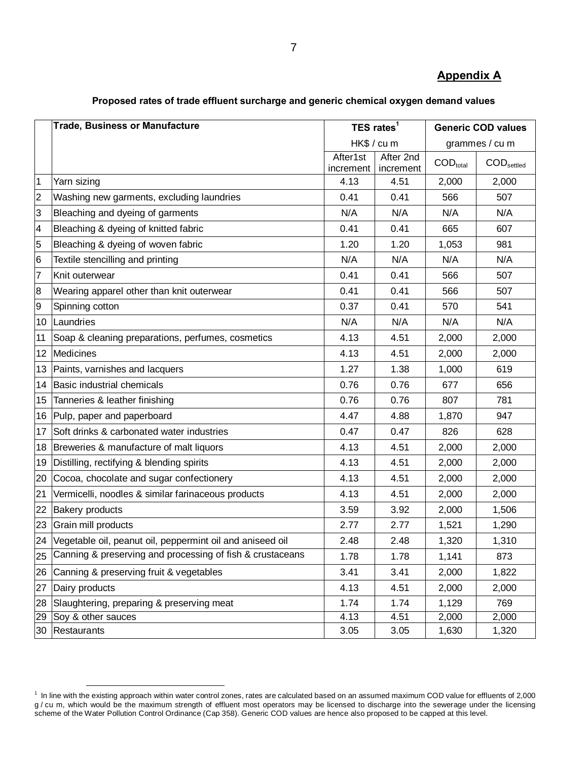## Appendix A

**Proposed rates of trade effluent surcharge and generic chemical oxygen demand values**

| | Trade, Business or Manufacture | TES rates[1] HK$ / cu m | | Generic COD values grammes / cu m | |
|---|---|---|---|---|---|
| | | After1st increment | After 2nd increment | $COD_{total}$ | $COD_{settled}$ |
| 1 | Yarn sizing | 4.13 | 4.51 | 2,000 | 2,000 |
| 2 | Washing new garments, excluding laundries | 0.41 | 0.41 | 566 | 507 |
| 3 | Bleaching and dyeing of garments | N/A | N/A | N/A | N/A |
| 4 | Bleaching & dyeing of knitted fabric | 0.41 | 0.41 | 665 | 607 |
| 5 | Bleaching & dyeing of woven fabric | 1.20 | 1.20 | 1,053 | 981 |
| 6 | Textile stencilling and printing | N/A | N/A | N/A | N/A |
| 7 | Knit outerwear | 0.41 | 0.41 | 566 | 507 |
| 8 | Wearing apparel other than knit outerwear | 0.41 | 0.41 | 566 | 507 |
| 9 | Spinning cotton | 0.37 | 0.41 | 570 | 541 |
| 10 | Laundries | N/A | N/A | N/A | N/A |
| 11 | Soap & cleaning preparations, perfumes, cosmetics | 4.13 | 4.51 | 2,000 | 2,000 |
| 12 | Medicines | 4.13 | 4.51 | 2,000 | 2,000 |
| 13 | Paints, varnishes and lacquers | 1.27 | 1.38 | 1,000 | 619 |
| 14 | Basic industrial chemicals | 0.76 | 0.76 | 677 | 656 |
| 15 | Tanneries & leather finishing | 0.76 | 0.76 | 807 | 781 |
| 16 | Pulp, paper and paperboard | 4.47 | 4.88 | 1,870 | 947 |
| 17 | Soft drinks & carbonated water industries | 0.47 | 0.47 | 826 | 628 |
| 18 | Breweries & manufacture of malt liquors | 4.13 | 4.51 | 2,000 | 2,000 |
| 19 | Distilling, rectifying & blending spirits | 4.13 | 4.51 | 2,000 | 2,000 |
| 20 | Cocoa, chocolate and sugar confectionery | 4.13 | 4.51 | 2,000 | 2,000 |
| 21 | Vermicelli, noodles & similar farinaceous products | 4.13 | 4.51 | 2,000 | 2,000 |
| 22 | Bakery products | 3.59 | 3.92 | 2,000 | 1,506 |
| 23 | Grain mill products | 2.77 | 2.77 | 1,521 | 1,290 |
| 24 | Vegetable oil, peanut oil, peppermint oil and aniseed oil | 2.48 | 2.48 | 1,320 | 1,310 |
| 25 | Canning & preserving and processing of fish & crustaceans | 1.78 | 1.78 | 1,141 | 873 |
| 26 | Canning & preserving fruit & vegetables | 3.41 | 3.41 | 2,000 | 1,822 |
| 27 | Dairy products | 4.13 | 4.51 | 2,000 | 2,000 |
| 28 | Slaughtering, preparing & preserving meat | 1.74 | 1.74 | 1,129 | 769 |
| 29 | Soy & other sauces | 4.13 | 4.51 | 2,000 | 2,000 |
| 30 | Restaurants | 3.05 | 3.05 | 1,630 | 1,320 |

[1] In line with the existing approach within water control zones, rates are calculated based on an assumed maximum COD value for effluents of 2,000 g / cu m, which would be the maximum strength of effluent most operators may be licensed to discharge into the sewerage under the licensing scheme of the Water Pollution Control Ordinance (Cap 358). Generic COD values are hence also proposed to be capped at this level.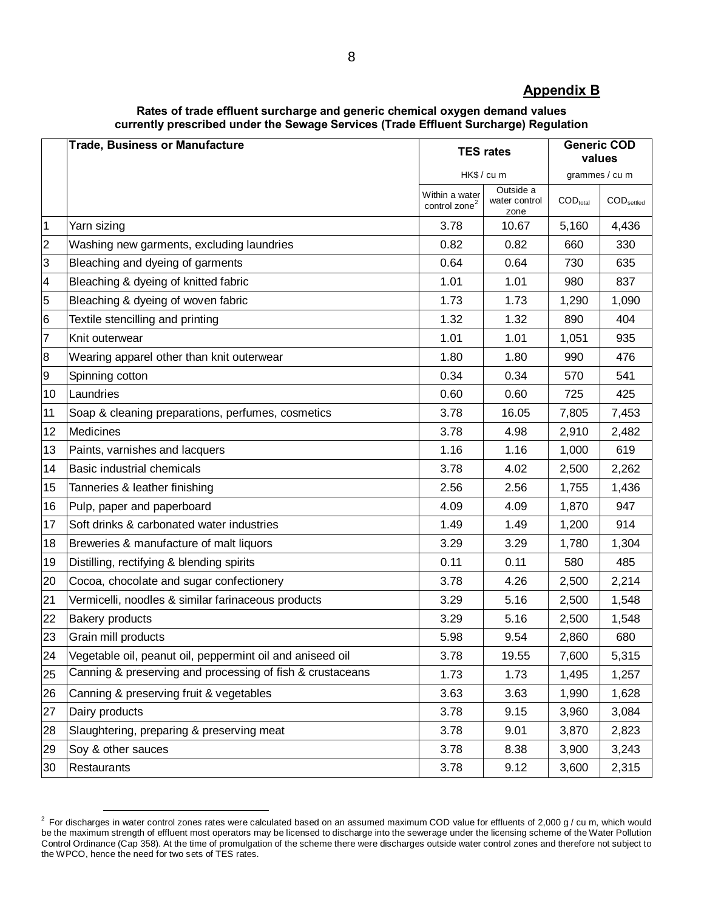**Appendix B**

**Rates of trade effluent surcharge and generic chemical oxygen demand values currently prescribed under the Sewage Services (Trade Effluent Surcharge) Regulation**

| | Trade, Business or Manufacture | TES rates | | Generic COD values | |
|---|---|---|---|---|---|
| | | HK$ / cu m | | grammes / cu m | |
| | | Within a water control zone[2] | Outside a water control zone | $COD_{total}$ | $COD_{settled}$ |
| 1 | Yarn sizing | 3.78 | 10.67 | 5,160 | 4,436 |
| 2 | Washing new garments, excluding laundries | 0.82 | 0.82 | 660 | 330 |
| 3 | Bleaching and dyeing of garments | 0.64 | 0.64 | 730 | 635 |
| 4 | Bleaching & dyeing of knitted fabric | 1.01 | 1.01 | 980 | 837 |
| 5 | Bleaching & dyeing of woven fabric | 1.73 | 1.73 | 1,290 | 1,090 |
| 6 | Textile stencilling and printing | 1.32 | 1.32 | 890 | 404 |
| 7 | Knit outerwear | 1.01 | 1.01 | 1,051 | 935 |
| 8 | Wearing apparel other than knit outerwear | 1.80 | 1.80 | 990 | 476 |
| 9 | Spinning cotton | 0.34 | 0.34 | 570 | 541 |
| 10 | Laundries | 0.60 | 0.60 | 725 | 425 |
| 11 | Soap & cleaning preparations, perfumes, cosmetics | 3.78 | 16.05 | 7,805 | 7,453 |
| 12 | Medicines | 3.78 | 4.98 | 2,910 | 2,482 |
| 13 | Paints, varnishes and lacquers | 1.16 | 1.16 | 1,000 | 619 |
| 14 | Basic industrial chemicals | 3.78 | 4.02 | 2,500 | 2,262 |
| 15 | Tanneries & leather finishing | 2.56 | 2.56 | 1,755 | 1,436 |
| 16 | Pulp, paper and paperboard | 4.09 | 4.09 | 1,870 | 947 |
| 17 | Soft drinks & carbonated water industries | 1.49 | 1.49 | 1,200 | 914 |
| 18 | Breweries & manufacture of malt liquors | 3.29 | 3.29 | 1,780 | 1,304 |
| 19 | Distilling, rectifying & blending spirits | 0.11 | 0.11 | 580 | 485 |
| 20 | Cocoa, chocolate and sugar confectionery | 3.78 | 4.26 | 2,500 | 2,214 |
| 21 | Vermicelli, noodles & similar farinaceous products | 3.29 | 5.16 | 2,500 | 1,548 |
| 22 | Bakery products | 3.29 | 5.16 | 2,500 | 1,548 |
| 23 | Grain mill products | 5.98 | 9.54 | 2,860 | 680 |
| 24 | Vegetable oil, peanut oil, peppermint oil and aniseed oil | 3.78 | 19.55 | 7,600 | 5,315 |
| 25 | Canning & preserving and processing of fish & crustaceans | 1.73 | 1.73 | 1,495 | 1,257 |
| 26 | Canning & preserving fruit & vegetables | 3.63 | 3.63 | 1,990 | 1,628 |
| 27 | Dairy products | 3.78 | 9.15 | 3,960 | 3,084 |
| 28 | Slaughtering, preparing & preserving meat | 3.78 | 9.01 | 3,870 | 2,823 |
| 29 | Soy & other sauces | 3.78 | 8.38 | 3,900 | 3,243 |
| 30 | Restaurants | 3.78 | 9.12 | 3,600 | 2,315 |

[2] For discharges in water control zones rates were calculated based on an assumed maximum COD value for effluents of 2,000 g / cu m, which would be the maximum strength of effluent most operators may be licensed to discharge into the sewerage under the licensing scheme of the Water Pollution Control Ordinance (Cap 358). At the time of promulgation of the scheme there were discharges outside water control zones and therefore not subject to the WPCO, hence the need for two sets of TES rates.